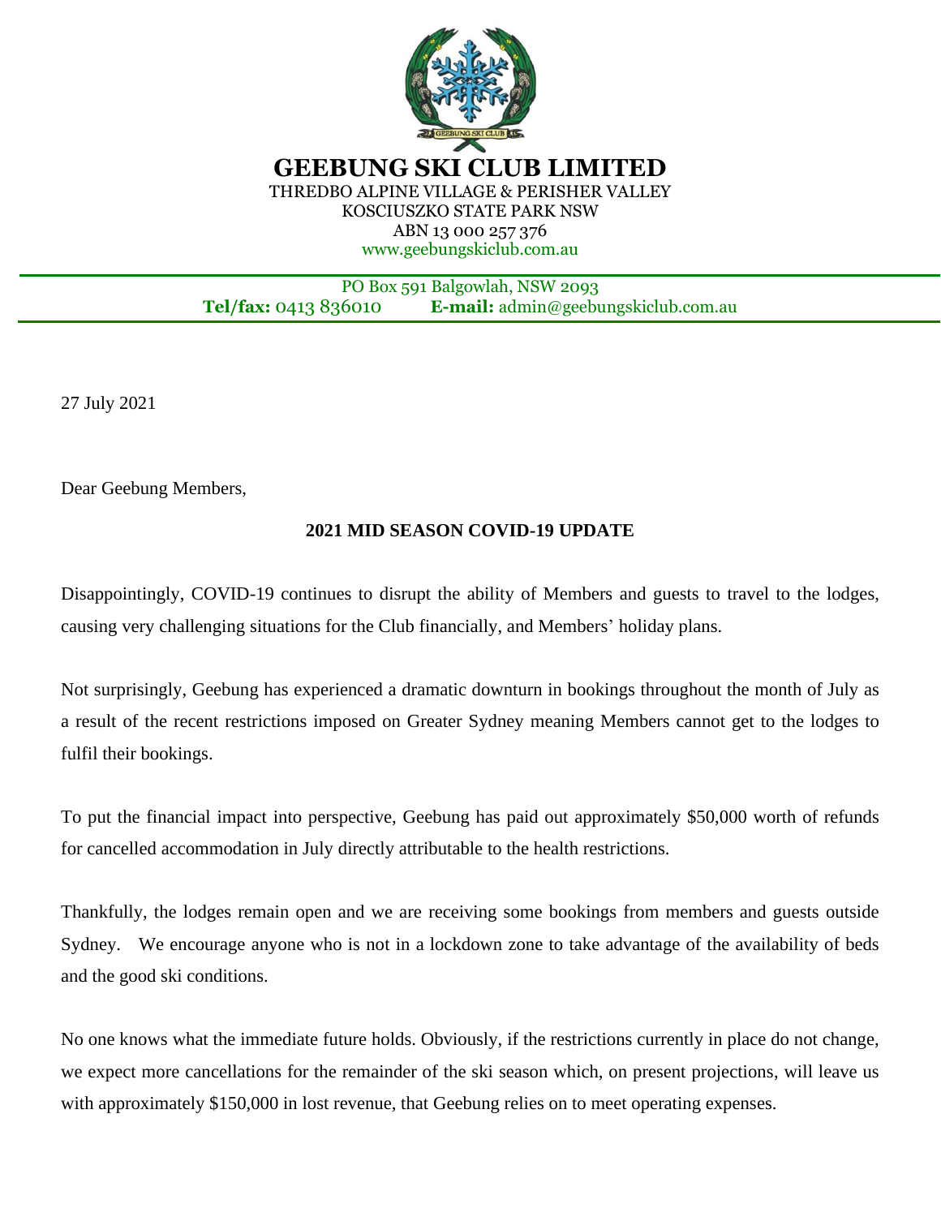# GEEBUNG SKI CLUB LIMITED

THREDBO ALPINE VILLAGE & PERISHER VALLEY
KOSCIUSZKO STATE PARK NSW
ABN 13 000 257 376
www.geebungskiclub.com.au

PO Box 591 Balgowlah, NSW 2093
**Tel/fax:** 0413 836010 **E-mail:** admin@geebungskiclub.com.au

---

27 July 2021

Dear Geebung Members,

**2021 MID SEASON COVID-19 UPDATE**

Disappointingly, COVID-19 continues to disrupt the ability of Members and guests to travel to the lodges, causing very challenging situations for the Club financially, and Members' holiday plans.

Not surprisingly, Geebung has experienced a dramatic downturn in bookings throughout the month of July as a result of the recent restrictions imposed on Greater Sydney meaning Members cannot get to the lodges to fulfil their bookings.

To put the financial impact into perspective, Geebung has paid out approximately $50,000 worth of refunds for cancelled accommodation in July directly attributable to the health restrictions.

Thankfully, the lodges remain open and we are receiving some bookings from members and guests outside Sydney. We encourage anyone who is not in a lockdown zone to take advantage of the availability of beds and the good ski conditions.

No one knows what the immediate future holds. Obviously, if the restrictions currently in place do not change, we expect more cancellations for the remainder of the ski season which, on present projections, will leave us with approximately $150,000 in lost revenue, that Geebung relies on to meet operating expenses.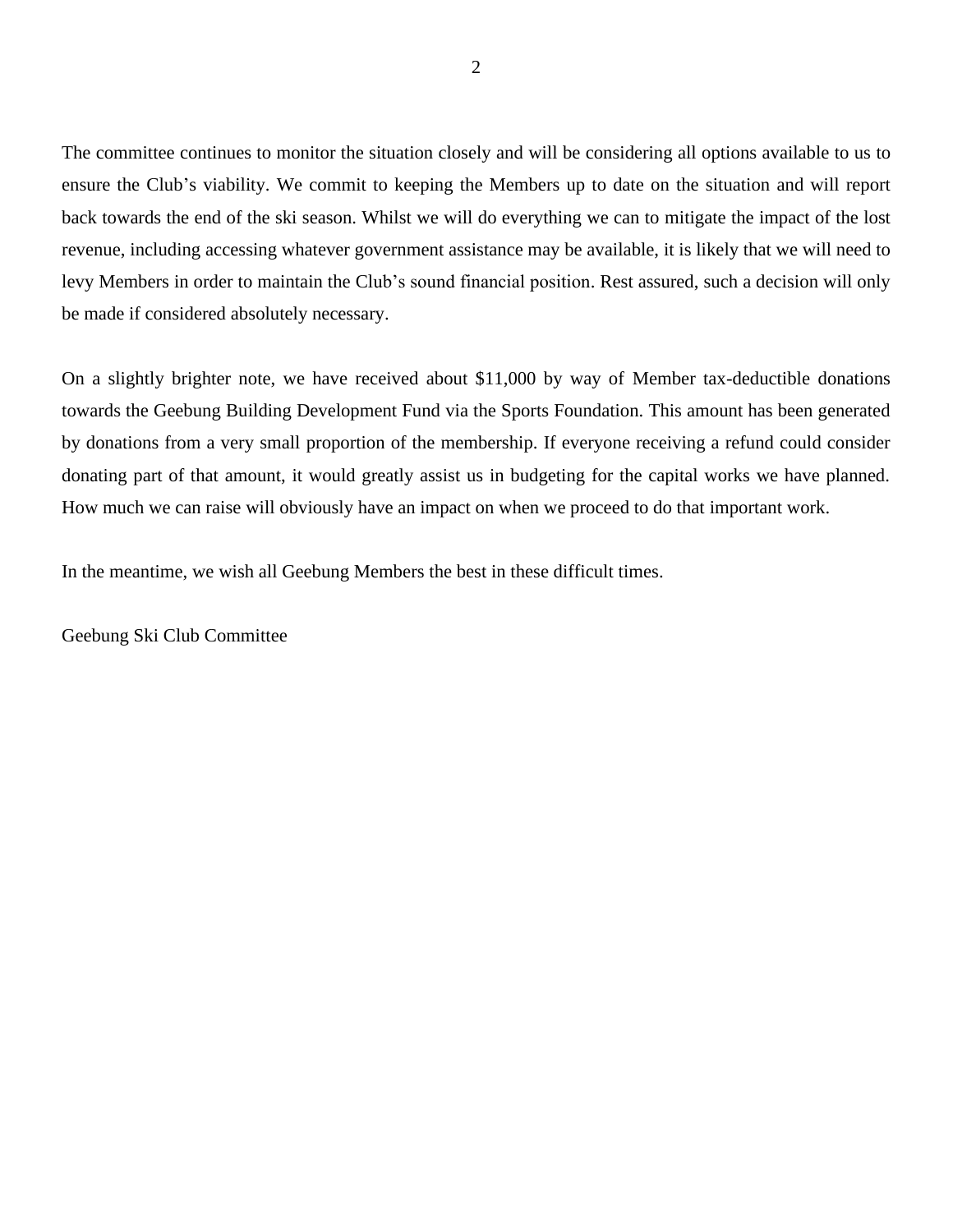The committee continues to monitor the situation closely and will be considering all options available to us to ensure the Club's viability. We commit to keeping the Members up to date on the situation and will report back towards the end of the ski season. Whilst we will do everything we can to mitigate the impact of the lost revenue, including accessing whatever government assistance may be available, it is likely that we will need to levy Members in order to maintain the Club's sound financial position. Rest assured, such a decision will only be made if considered absolutely necessary.

On a slightly brighter note, we have received about $11,000 by way of Member tax-deductible donations towards the Geebung Building Development Fund via the Sports Foundation. This amount has been generated by donations from a very small proportion of the membership. If everyone receiving a refund could consider donating part of that amount, it would greatly assist us in budgeting for the capital works we have planned. How much we can raise will obviously have an impact on when we proceed to do that important work.

In the meantime, we wish all Geebung Members the best in these difficult times.

Geebung Ski Club Committee